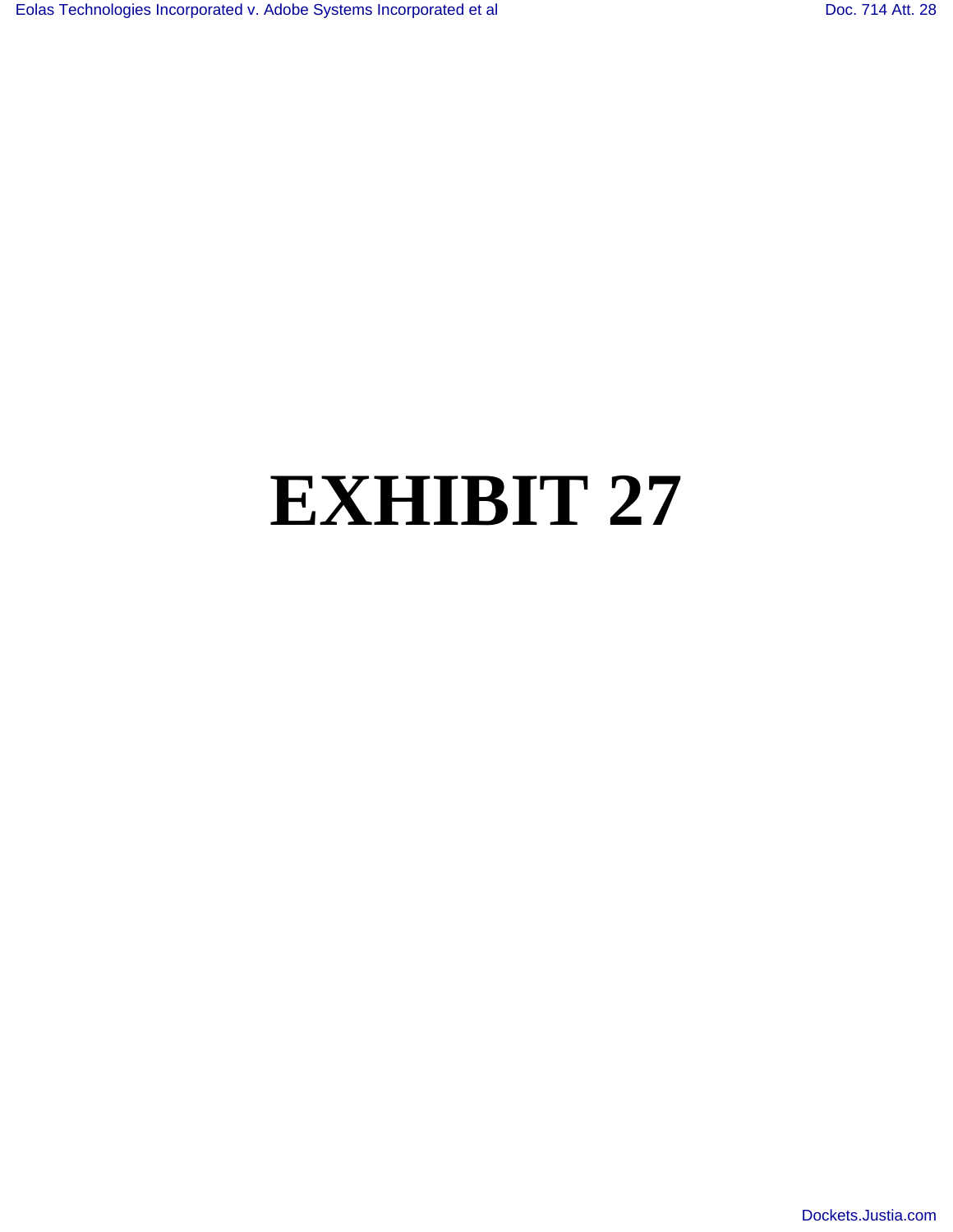# EXHIBIT 27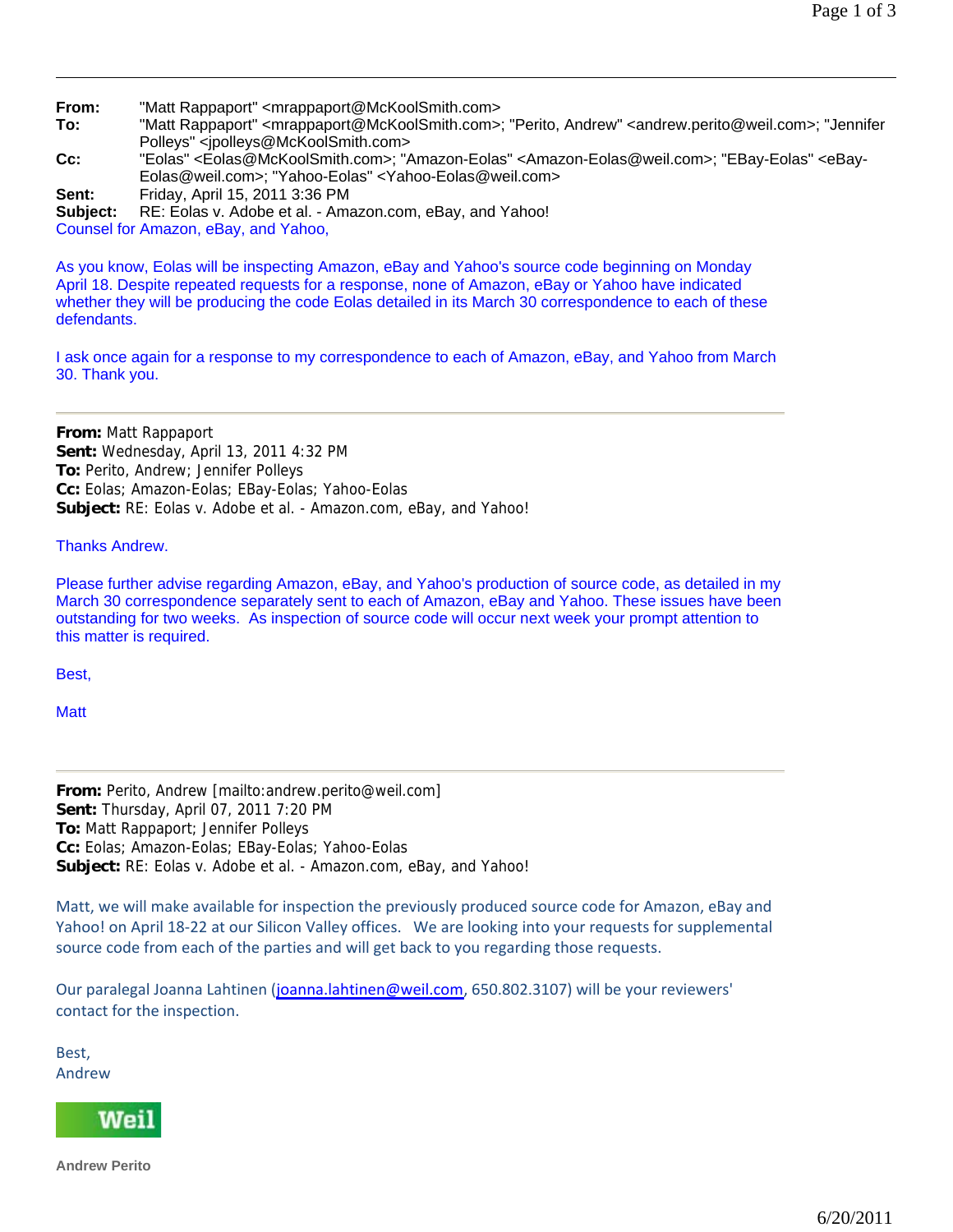**From:** "Matt Rappaport" <mrappaport@McKoolSmith.com>
**To:** "Matt Rappaport" <mrappaport@McKoolSmith.com>; "Perito, Andrew" <andrew.perito@weil.com>; "Jennifer Polleys" <jpolleys@McKoolSmith.com>
**Cc:** "Eolas" <Eolas@McKoolSmith.com>; "Amazon-Eolas" <Amazon-Eolas@weil.com>; "EBay-Eolas" <eBay-Eolas@weil.com>; "Yahoo-Eolas" <Yahoo-Eolas@weil.com>
**Sent:** Friday, April 15, 2011 3:36 PM
**Subject:** RE: Eolas v. Adobe et al. - Amazon.com, eBay, and Yahoo!

Counsel for Amazon, eBay, and Yahoo,

As you know, Eolas will be inspecting Amazon, eBay and Yahoo's source code beginning on Monday April 18. Despite repeated requests for a response, none of Amazon, eBay or Yahoo have indicated whether they will be producing the code Eolas detailed in its March 30 correspondence to each of these defendants.

I ask once again for a response to my correspondence to each of Amazon, eBay, and Yahoo from March 30. Thank you.

---

**From:** Matt Rappaport
**Sent:** Wednesday, April 13, 2011 4:32 PM
**To:** Perito, Andrew; Jennifer Polleys
**Cc:** Eolas; Amazon-Eolas; EBay-Eolas; Yahoo-Eolas
**Subject:** RE: Eolas v. Adobe et al. - Amazon.com, eBay, and Yahoo!

Thanks Andrew.

Please further advise regarding Amazon, eBay, and Yahoo's production of source code, as detailed in my March 30 correspondence separately sent to each of Amazon, eBay and Yahoo. These issues have been outstanding for two weeks. As inspection of source code will occur next week your prompt attention to this matter is required.

Best,

Matt

---

**From:** Perito, Andrew [mailto:andrew.perito@weil.com]
**Sent:** Thursday, April 07, 2011 7:20 PM
**To:** Matt Rappaport; Jennifer Polleys
**Cc:** Eolas; Amazon-Eolas; EBay-Eolas; Yahoo-Eolas
**Subject:** RE: Eolas v. Adobe et al. - Amazon.com, eBay and Yahoo!

Matt, we will make available for inspection the previously produced source code for Amazon, eBay and Yahoo! on April 18-22 at our Silicon Valley offices. We are looking into your requests for supplemental source code from each of the parties and will get back to you regarding those requests.

Our paralegal Joanna Lahtinen (joanna.lahtinen@weil.com, 650.802.3107) will be your reviewers' contact for the inspection.

Best,
Andrew

Weil

**Andrew Perito**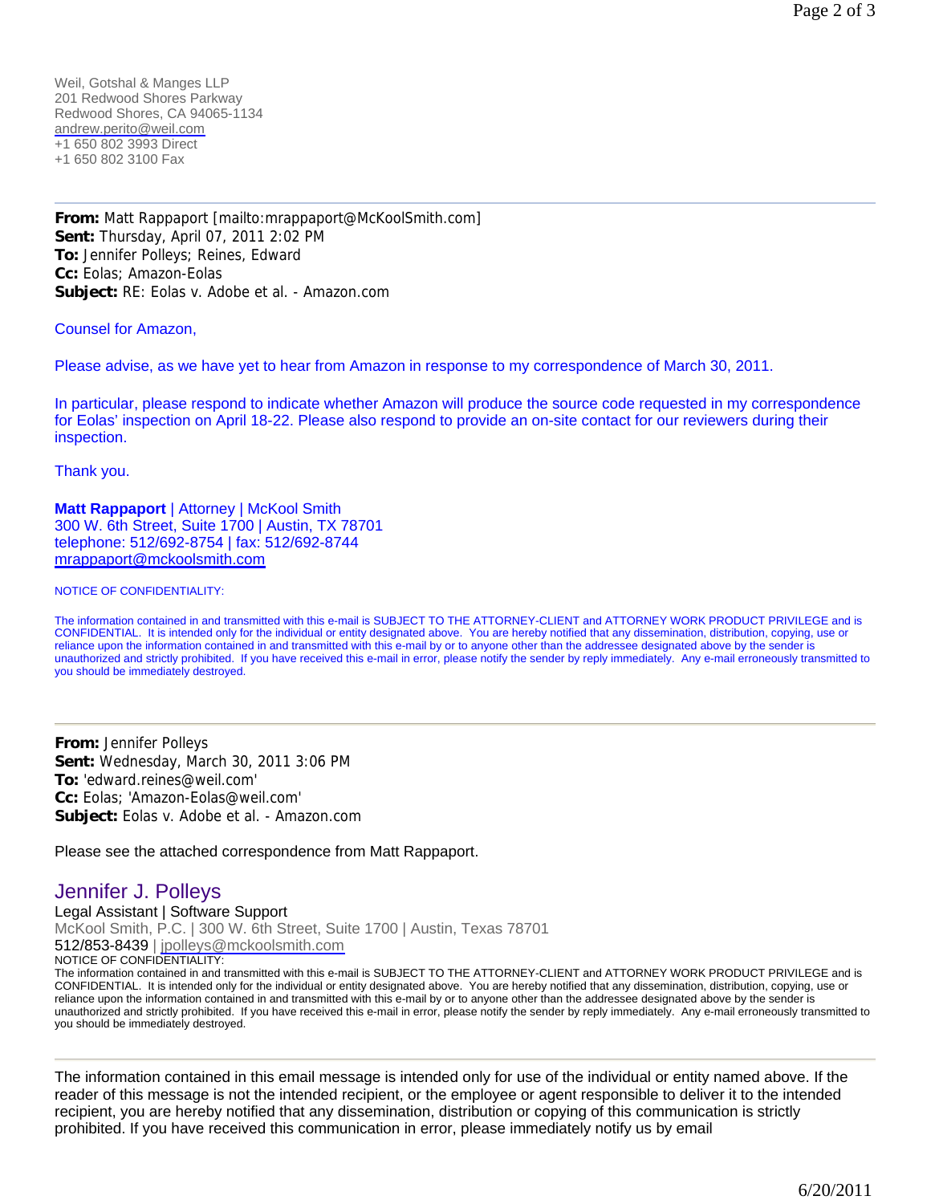Weil, Gotshal & Manges LLP
201 Redwood Shores Parkway
Redwood Shores, CA 94065-1134
andrew.perito@weil.com
+1 650 802 3993 Direct
+1 650 802 3100 Fax

---

**From:** Matt Rappaport [mailto:mrappaport@McKoolSmith.com]
**Sent:** Thursday, April 07, 2011 2:02 PM
**To:** Jennifer Polleys; Reines, Edward
**Cc:** Eolas; Amazon-Eolas
**Subject:** RE: Eolas v. Adobe et al. - Amazon.com

Counsel for Amazon,

Please advise, as we have yet to hear from Amazon in response to my correspondence of March 30, 2011.

In particular, please respond to indicate whether Amazon will produce the source code requested in my correspondence for Eolas' inspection on April 18-22. Please also respond to provide an on-site contact for our reviewers during their inspection.

Thank you.

**Matt Rappaport** | Attorney | McKool Smith
300 W. 6th Street, Suite 1700 | Austin, TX 78701
telephone: 512/692-8754 | fax: 512/692-8744
mrappaport@mckoolsmith.com

NOTICE OF CONFIDENTIALITY:

The information contained in and transmitted with this e-mail is SUBJECT TO THE ATTORNEY-CLIENT and ATTORNEY WORK PRODUCT PRIVILEGE and is CONFIDENTIAL. It is intended only for the individual or entity designated above. You are hereby notified that any dissemination, distribution, copying, use or reliance upon the information contained in and transmitted with this e-mail by or to anyone other than the addressee designated above by the sender is unauthorized and strictly prohibited. If you have received this e-mail in error, please notify the sender by reply immediately. Any e-mail erroneously transmitted to you should be immediately destroyed.

---

**From:** Jennifer Polleys
**Sent:** Wednesday, March 30, 2011 3:06 PM
**To:** 'edward.reines@weil.com'
**Cc:** Eolas; 'Amazon-Eolas@weil.com'
**Subject:** Eolas v. Adobe et al. - Amazon.com

Please see the attached correspondence from Matt Rappaport.

Jennifer J. Polleys
Legal Assistant | Software Support
McKool Smith, P.C. | 300 W. 6th Street, Suite 1700 | Austin, Texas 78701
512/853-8439 | jpolleys@mckoolsmith.com
NOTICE OF CONFIDENTIALITY:
The information contained in and transmitted with this e-mail is SUBJECT TO THE ATTORNEY-CLIENT and ATTORNEY WORK PRODUCT PRIVILEGE and is CONFIDENTIAL. It is intended only for the individual or entity designated above. You are hereby notified that any dissemination, distribution, copying, use or reliance upon the information contained in and transmitted with this e-mail by or to anyone other than the addressee designated above by the sender is unauthorized and strictly prohibited. If you have received this e-mail in error, please notify the sender by reply immediately. Any e-mail erroneously transmitted to you should be immediately destroyed.

---

The information contained in this email message is intended only for use of the individual or entity named above. If the reader of this message is not the intended recipient, or the employee or agent responsible to deliver it to the intended recipient, you are hereby notified that any dissemination, distribution or copying of this communication is strictly prohibited. If you have received this communication in error, please immediately notify us by email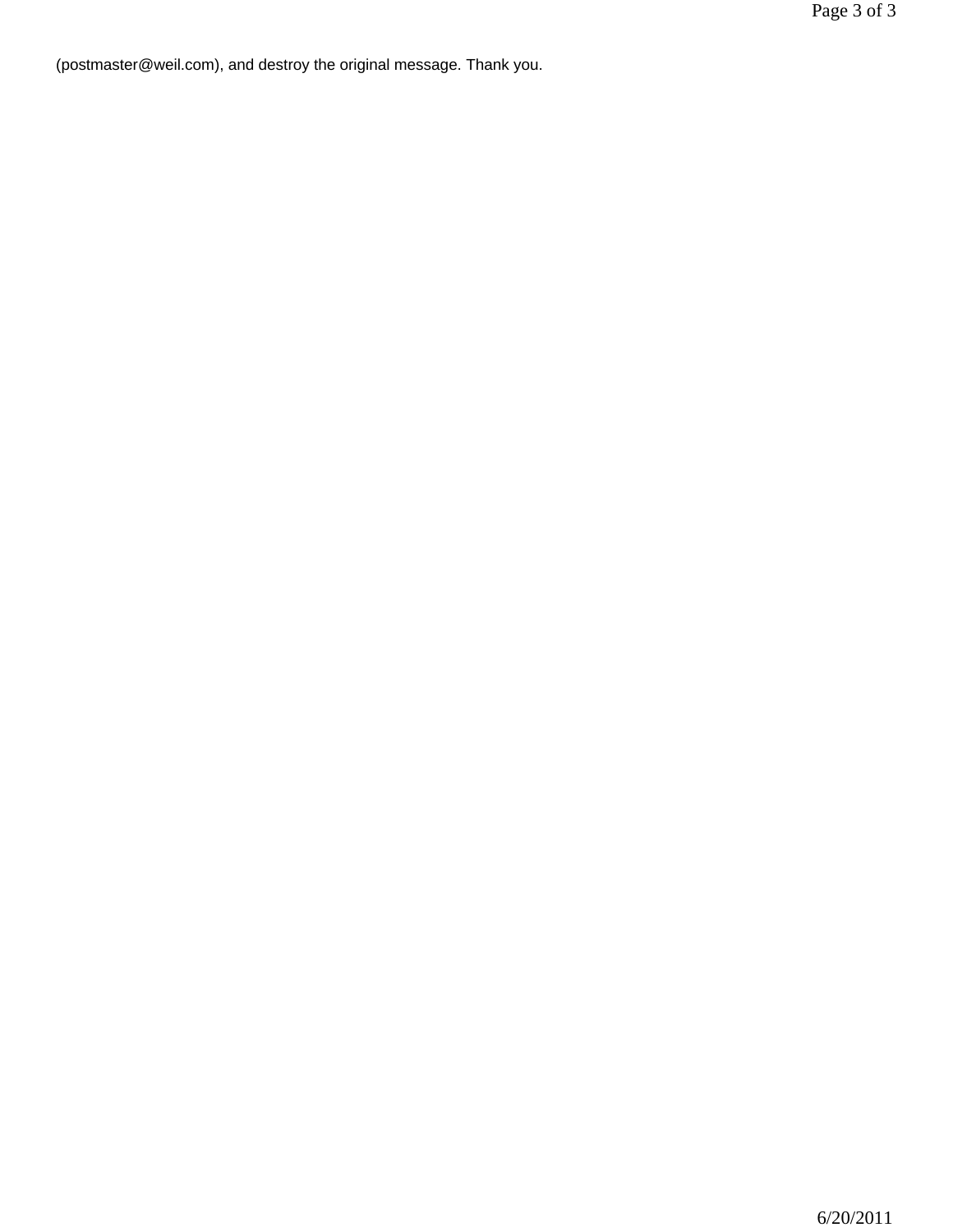(postmaster@weil.com), and destroy the original message. Thank you.